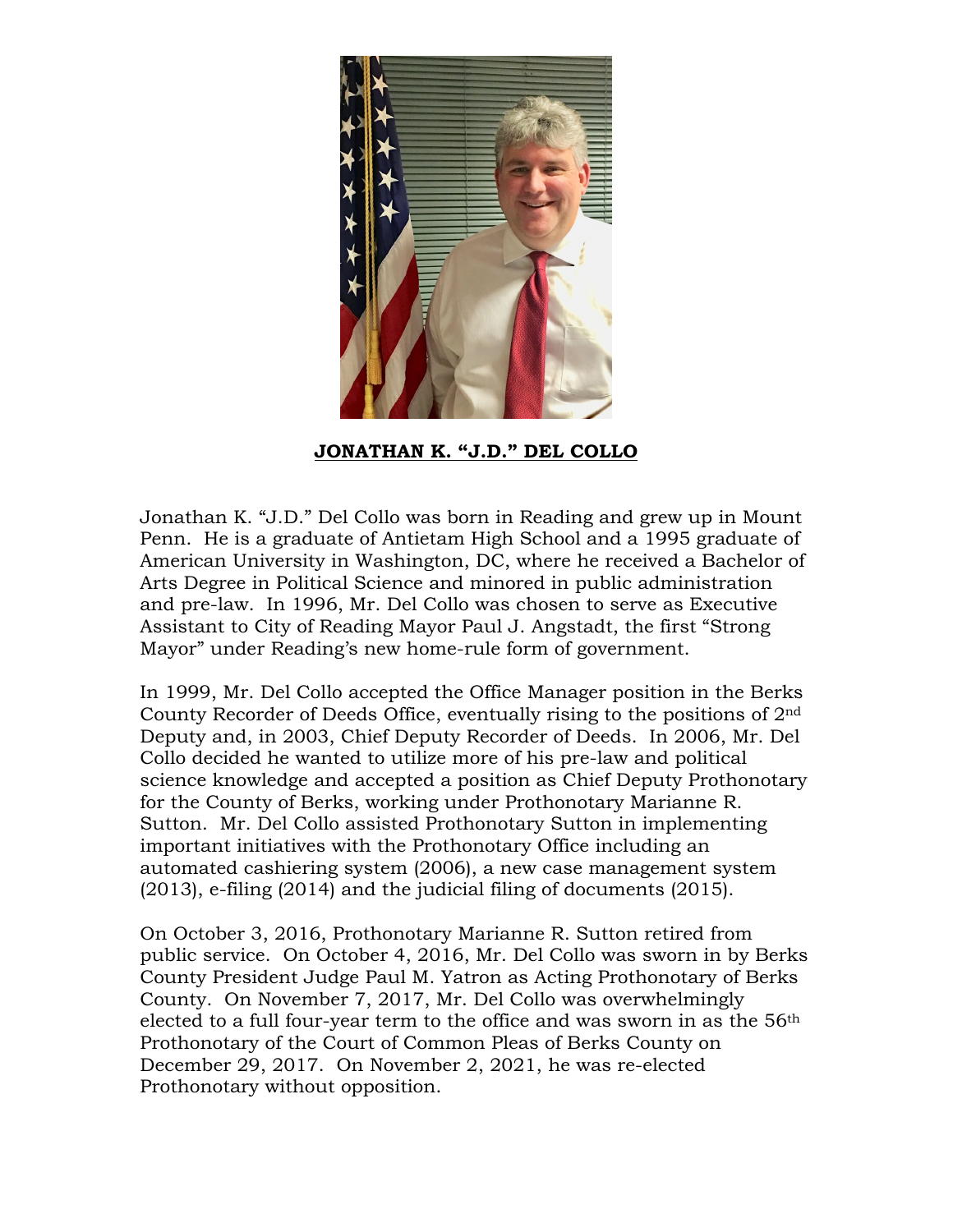**JONATHAN K. "J.D." DEL COLLO**

Jonathan K. "J.D." Del Collo was born in Reading and grew up in Mount Penn. He is a graduate of Antietam High School and a 1995 graduate of American University in Washington, DC, where he received a Bachelor of Arts Degree in Political Science and minored in public administration and pre-law. In 1996, Mr. Del Collo was chosen to serve as Executive Assistant to City of Reading Mayor Paul J. Angstadt, the first "Strong Mayor" under Reading's new home-rule form of government.

In 1999, Mr. Del Collo accepted the Office Manager position in the Berks County Recorder of Deeds Office, eventually rising to the positions of 2nd Deputy and, in 2003, Chief Deputy Recorder of Deeds. In 2006, Mr. Del Collo decided he wanted to utilize more of his pre-law and political science knowledge and accepted a position as Chief Deputy Prothonotary for the County of Berks, working under Prothonotary Marianne R. Sutton. Mr. Del Collo assisted Prothonotary Sutton in implementing important initiatives with the Prothonotary Office including an automated cashiering system (2006), a new case management system (2013), e-filing (2014) and the judicial filing of documents (2015).

On October 3, 2016, Prothonotary Marianne R. Sutton retired from public service. On October 4, 2016, Mr. Del Collo was sworn in by Berks County President Judge Paul M. Yatron as Acting Prothonotary of Berks County. On November 7, 2017, Mr. Del Collo was overwhelmingly elected to a full four-year term to the office and was sworn in as the 56th Prothonotary of the Court of Common Pleas of Berks County on December 29, 2017. On November 2, 2021, he was re-elected Prothonotary without opposition.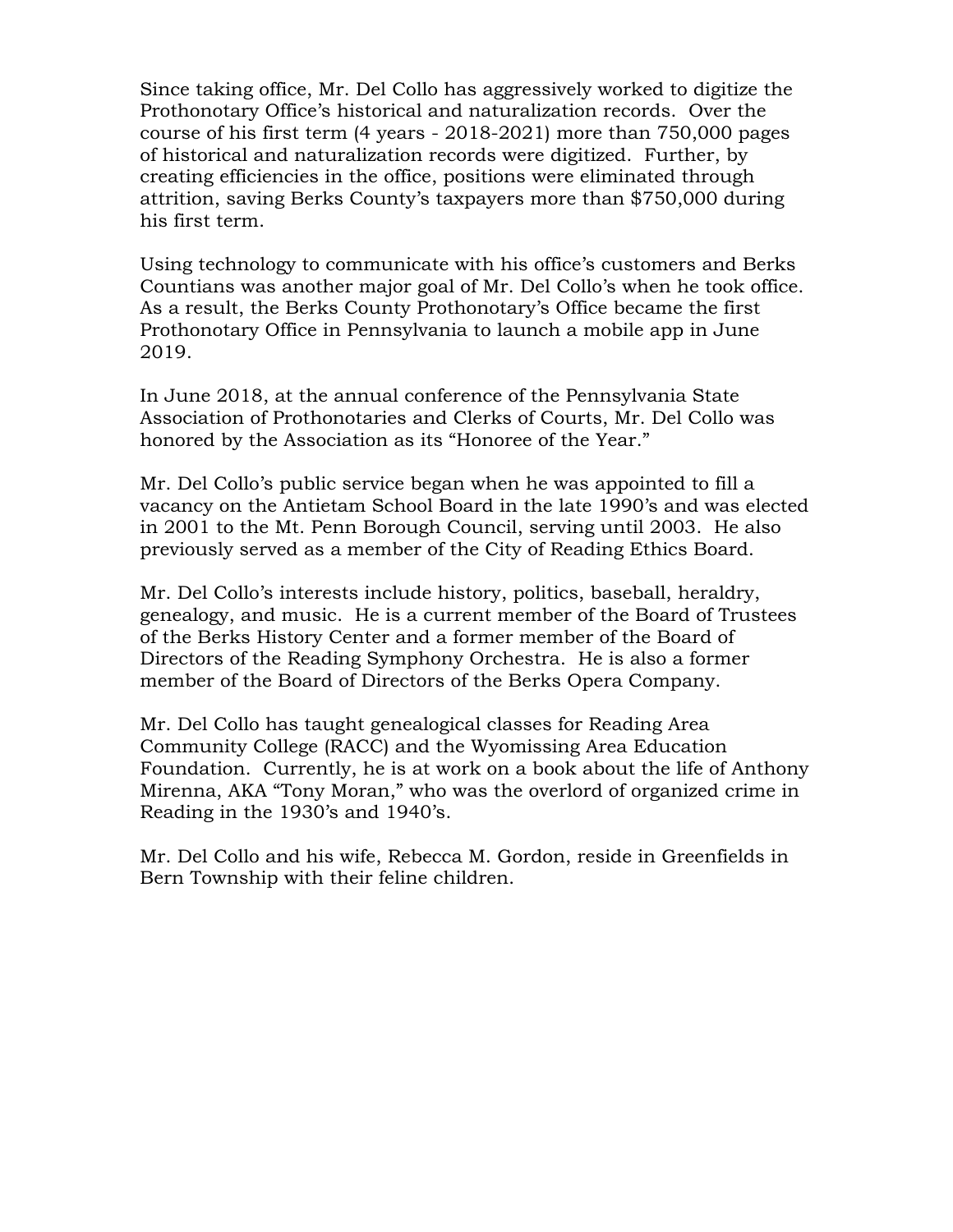Since taking office, Mr. Del Collo has aggressively worked to digitize the Prothonotary Office's historical and naturalization records. Over the course of his first term (4 years - 2018-2021) more than 750,000 pages of historical and naturalization records were digitized. Further, by creating efficiencies in the office, positions were eliminated through attrition, saving Berks County's taxpayers more than $750,000 during his first term.

Using technology to communicate with his office's customers and Berks Countians was another major goal of Mr. Del Collo's when he took office. As a result, the Berks County Prothonotary's Office became the first Prothonotary Office in Pennsylvania to launch a mobile app in June 2019.

In June 2018, at the annual conference of the Pennsylvania State Association of Prothonotaries and Clerks of Courts, Mr. Del Collo was honored by the Association as its "Honoree of the Year."

Mr. Del Collo's public service began when he was appointed to fill a vacancy on the Antietam School Board in the late 1990's and was elected in 2001 to the Mt. Penn Borough Council, serving until 2003. He also previously served as a member of the City of Reading Ethics Board.

Mr. Del Collo's interests include history, politics, baseball, heraldry, genealogy, and music. He is a current member of the Board of Trustees of the Berks History Center and a former member of the Board of Directors of the Reading Symphony Orchestra. He is also a former member of the Board of Directors of the Berks Opera Company.

Mr. Del Collo has taught genealogical classes for Reading Area Community College (RACC) and the Wyomissing Area Education Foundation. Currently, he is at work on a book about the life of Anthony Mirenna, AKA "Tony Moran," who was the overlord of organized crime in Reading in the 1930's and 1940's.

Mr. Del Collo and his wife, Rebecca M. Gordon, reside in Greenfields in Bern Township with their feline children.